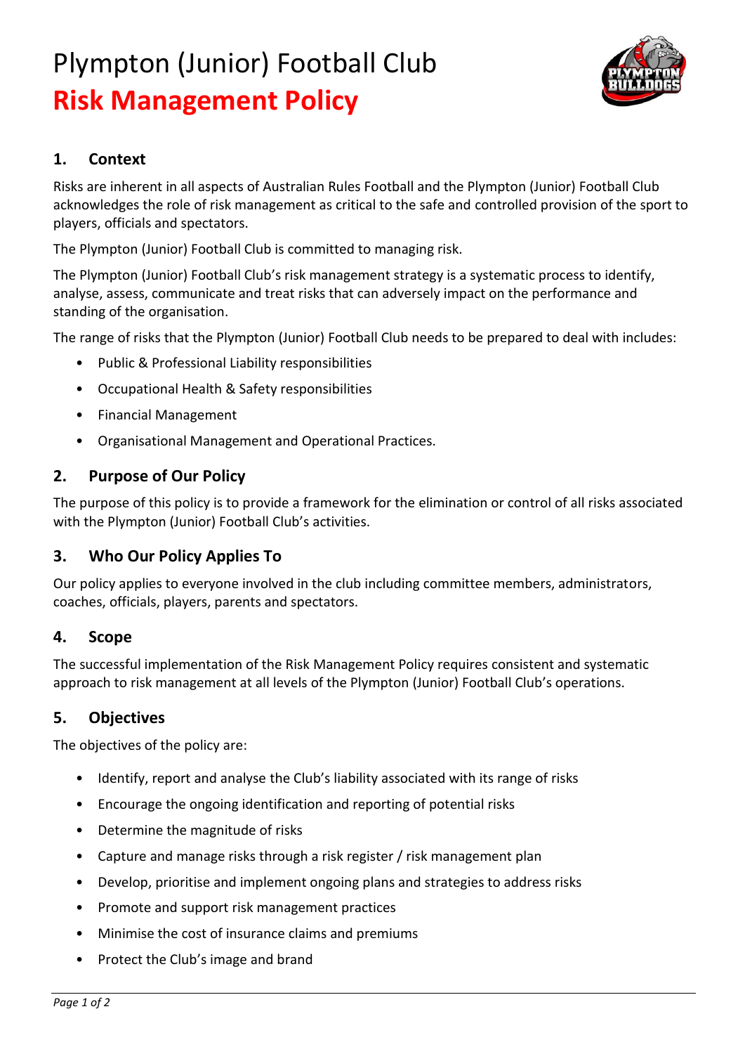# Plympton (Junior) Football Club

# Risk Management Policy

## 1. Context

Risks are inherent in all aspects of Australian Rules Football and the Plympton (Junior) Football Club acknowledges the role of risk management as critical to the safe and controlled provision of the sport to players, officials and spectators.

The Plympton (Junior) Football Club is committed to managing risk.

The Plympton (Junior) Football Club's risk management strategy is a systematic process to identify, analyse, assess, communicate and treat risks that can adversely impact on the performance and standing of the organisation.

The range of risks that the Plympton (Junior) Football Club needs to be prepared to deal with includes:

- Public & Professional Liability responsibilities
- Occupational Health & Safety responsibilities
- Financial Management
- Organisational Management and Operational Practices.

## 2. Purpose of Our Policy

The purpose of this policy is to provide a framework for the elimination or control of all risks associated with the Plympton (Junior) Football Club's activities.

## 3. Who Our Policy Applies To

Our policy applies to everyone involved in the club including committee members, administrators, coaches, officials, players, parents and spectators.

## 4. Scope

The successful implementation of the Risk Management Policy requires consistent and systematic approach to risk management at all levels of the Plympton (Junior) Football Club's operations.

## 5. Objectives

The objectives of the policy are:

- Identify, report and analyse the Club's liability associated with its range of risks
- Encourage the ongoing identification and reporting of potential risks
- Determine the magnitude of risks
- Capture and manage risks through a risk register / risk management plan
- Develop, prioritise and implement ongoing plans and strategies to address risks
- Promote and support risk management practices
- Minimise the cost of insurance claims and premiums
- Protect the Club's image and brand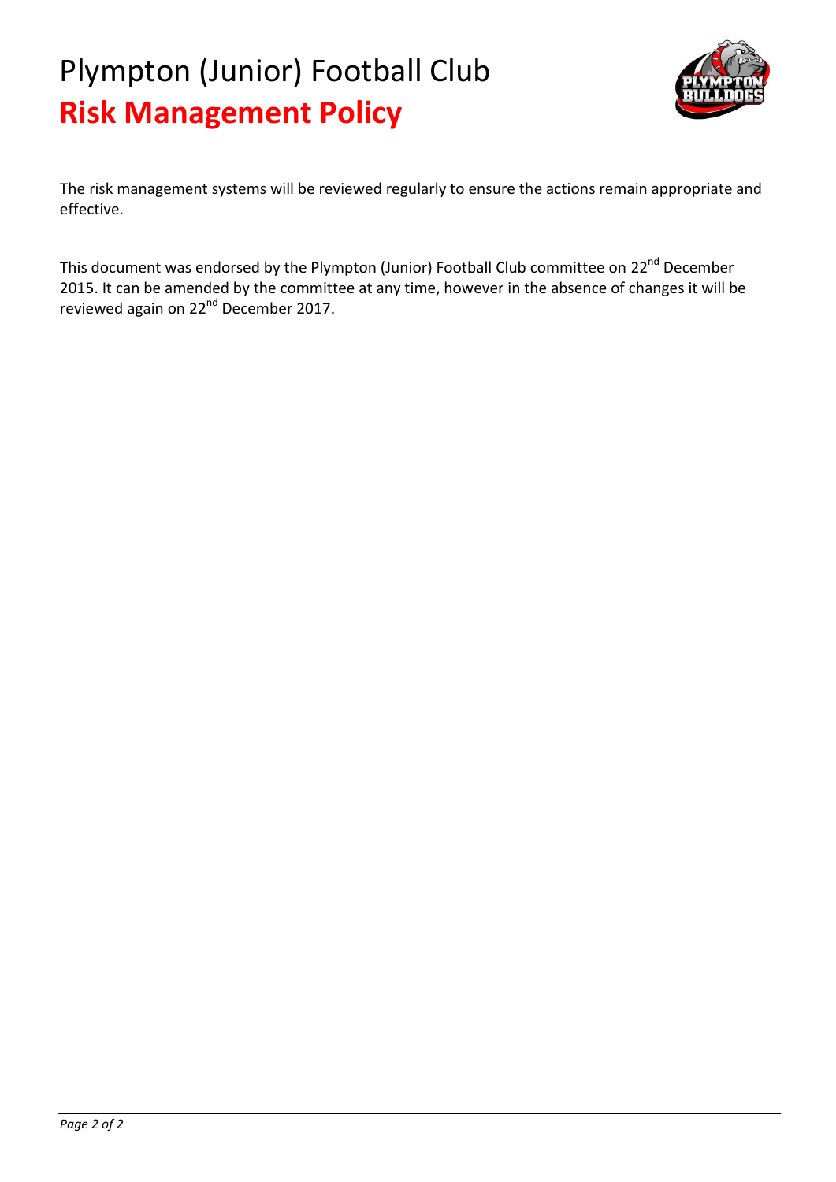The risk management systems will be reviewed regularly to ensure the actions remain appropriate and effective.

This document was endorsed by the Plympton (Junior) Football Club committee on 22nd December 2015. It can be amended by the committee at any time, however in the absence of changes it will be reviewed again on 22nd December 2017.